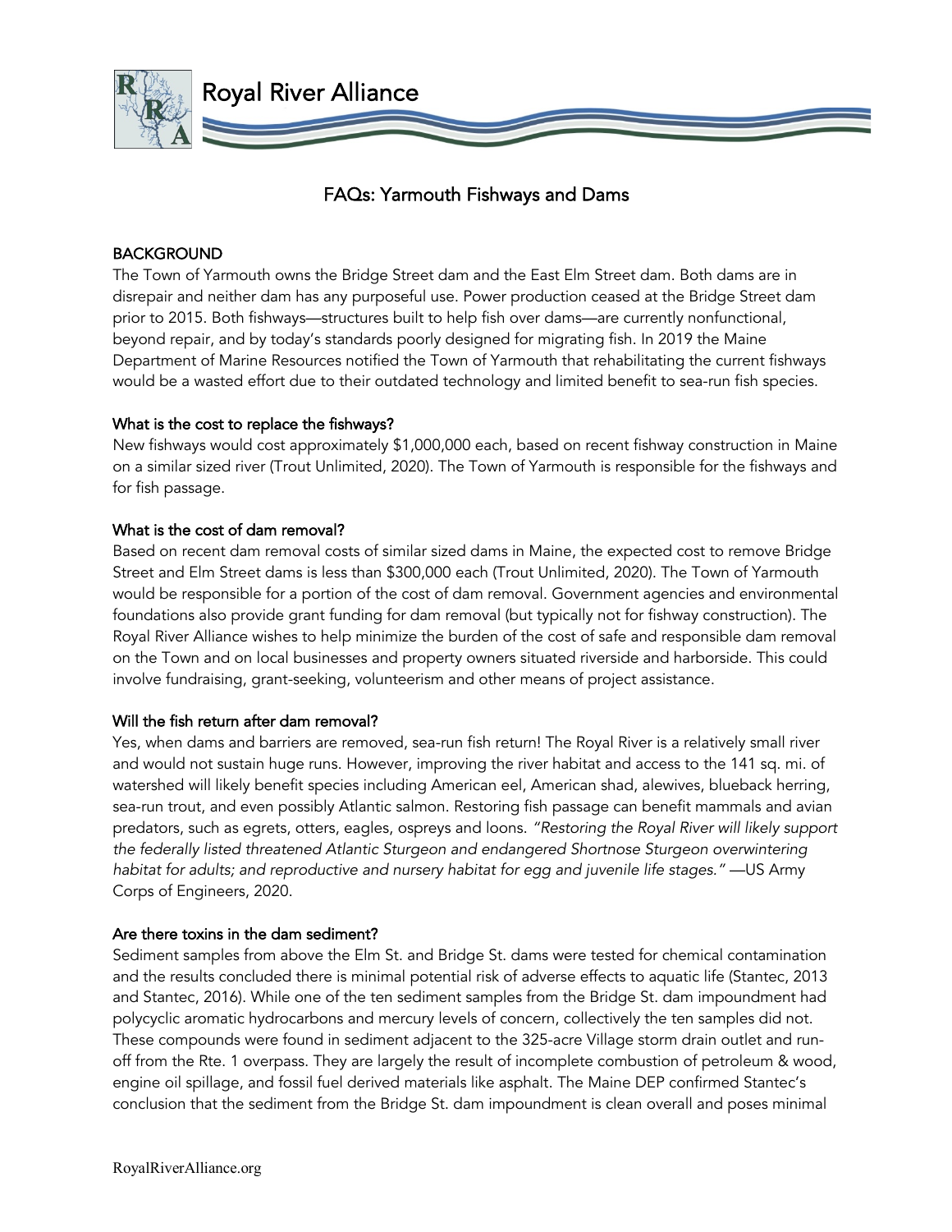# Royal River Alliance

## FAQs: Yarmouth Fishways and Dams

### BACKGROUND

The Town of Yarmouth owns the Bridge Street dam and the East Elm Street dam. Both dams are in disrepair and neither dam has any purposeful use. Power production ceased at the Bridge Street dam prior to 2015. Both fishways—structures built to help fish over dams—are currently nonfunctional, beyond repair, and by today's standards poorly designed for migrating fish. In 2019 the Maine Department of Marine Resources notified the Town of Yarmouth that rehabilitating the current fishways would be a wasted effort due to their outdated technology and limited benefit to sea-run fish species.

### What is the cost to replace the fishways?

New fishways would cost approximately $1,000,000 each, based on recent fishway construction in Maine on a similar sized river (Trout Unlimited, 2020). The Town of Yarmouth is responsible for the fishways and for fish passage.

### What is the cost of dam removal?

Based on recent dam removal costs of similar sized dams in Maine, the expected cost to remove Bridge Street and Elm Street dams is less than $300,000 each (Trout Unlimited, 2020). The Town of Yarmouth would be responsible for a portion of the cost of dam removal. Government agencies and environmental foundations also provide grant funding for dam removal (but typically not for fishway construction). The Royal River Alliance wishes to help minimize the burden of the cost of safe and responsible dam removal on the Town and on local businesses and property owners situated riverside and harborside. This could involve fundraising, grant-seeking, volunteerism and other means of project assistance.

### Will the fish return after dam removal?

Yes, when dams and barriers are removed, sea-run fish return! The Royal River is a relatively small river and would not sustain huge runs. However, improving the river habitat and access to the 141 sq. mi. of watershed will likely benefit species including American eel, American shad, alewives, blueback herring, sea-run trout, and even possibly Atlantic salmon. Restoring fish passage can benefit mammals and avian predators, such as egrets, otters, eagles, ospreys and loons. *"Restoring the Royal River will likely support the federally listed threatened Atlantic Sturgeon and endangered Shortnose Sturgeon overwintering habitat for adults; and reproductive and nursery habitat for egg and juvenile life stages."* —US Army Corps of Engineers, 2020.

### Are there toxins in the dam sediment?

Sediment samples from above the Elm St. and Bridge St. dams were tested for chemical contamination and the results concluded there is minimal potential risk of adverse effects to aquatic life (Stantec, 2013 and Stantec, 2016). While one of the ten sediment samples from the Bridge St. dam impoundment had polycyclic aromatic hydrocarbons and mercury levels of concern, collectively the ten samples did not. These compounds were found in sediment adjacent to the 325-acre Village storm drain outlet and run-off from the Rte. 1 overpass. They are largely the result of incomplete combustion of petroleum & wood, engine oil spillage, and fossil fuel derived materials like asphalt. The Maine DEP confirmed Stantec's conclusion that the sediment from the Bridge St. dam impoundment is clean overall and poses minimal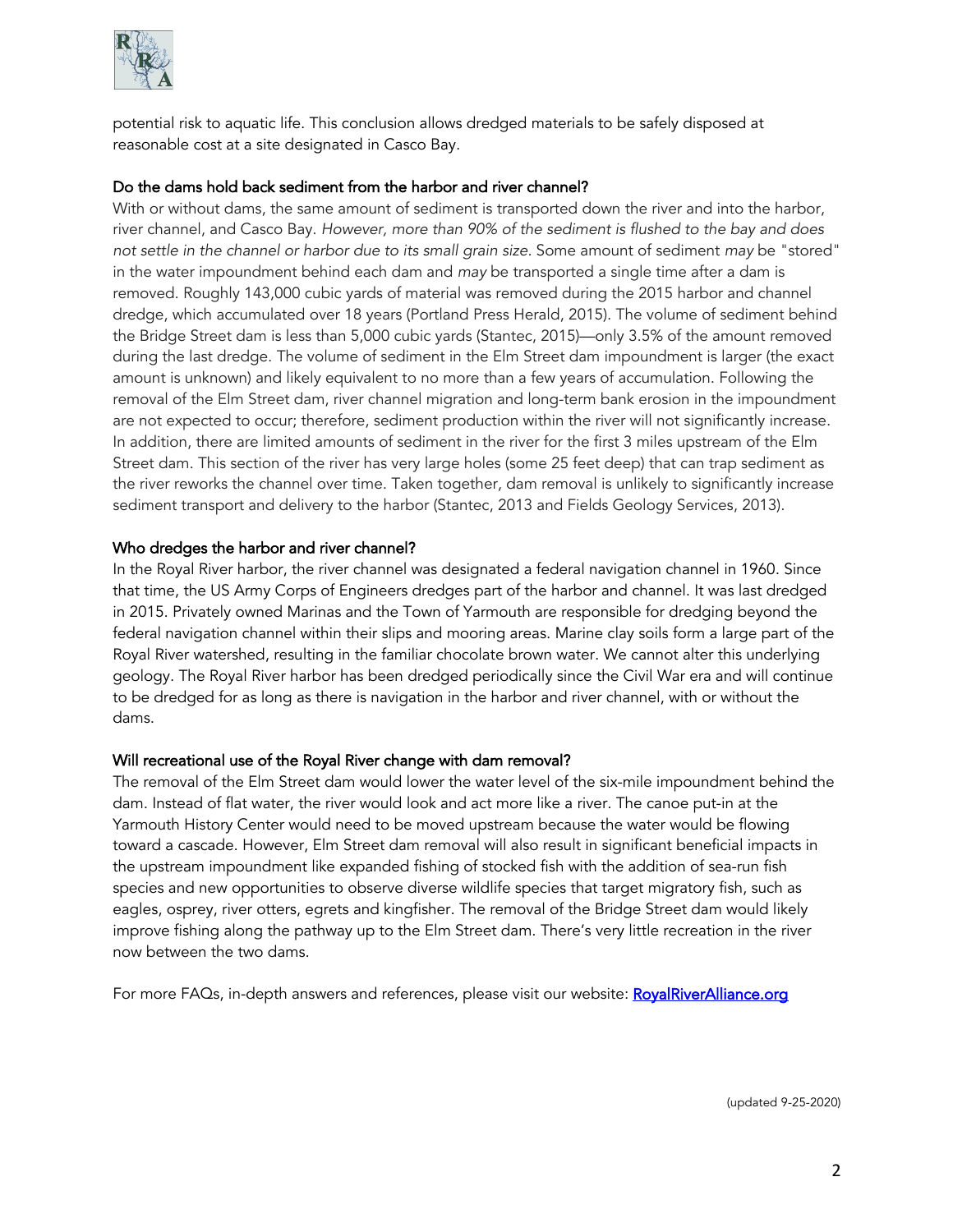potential risk to aquatic life. This conclusion allows dredged materials to be safely disposed at reasonable cost at a site designated in Casco Bay.

## Do the dams hold back sediment from the harbor and river channel?

With or without dams, the same amount of sediment is transported down the river and into the harbor, river channel, and Casco Bay. *However, more than 90% of the sediment is flushed to the bay and does not settle in the channel or harbor due to its small grain size.* Some amount of sediment *may* be "stored" in the water impoundment behind each dam and *may* be transported a single time after a dam is removed. Roughly 143,000 cubic yards of material was removed during the 2015 harbor and channel dredge, which accumulated over 18 years (Portland Press Herald, 2015). The volume of sediment behind the Bridge Street dam is less than 5,000 cubic yards (Stantec, 2015)—only 3.5% of the amount removed during the last dredge. The volume of sediment in the Elm Street dam impoundment is larger (the exact amount is unknown) and likely equivalent to no more than a few years of accumulation. Following the removal of the Elm Street dam, river channel migration and long-term bank erosion in the impoundment are not expected to occur; therefore, sediment production within the river will not significantly increase. In addition, there are limited amounts of sediment in the river for the first 3 miles upstream of the Elm Street dam. This section of the river has very large holes (some 25 feet deep) that can trap sediment as the river reworks the channel over time. Taken together, dam removal is unlikely to significantly increase sediment transport and delivery to the harbor (Stantec, 2013 and Fields Geology Services, 2013).

## Who dredges the harbor and river channel?

In the Royal River harbor, the river channel was designated a federal navigation channel in 1960. Since that time, the US Army Corps of Engineers dredges part of the harbor and channel. It was last dredged in 2015. Privately owned Marinas and the Town of Yarmouth are responsible for dredging beyond the federal navigation channel within their slips and mooring areas. Marine clay soils form a large part of the Royal River watershed, resulting in the familiar chocolate brown water. We cannot alter this underlying geology. The Royal River harbor has been dredged periodically since the Civil War era and will continue to be dredged for as long as there is navigation in the harbor and river channel, with or without the dams.

## Will recreational use of the Royal River change with dam removal?

The removal of the Elm Street dam would lower the water level of the six-mile impoundment behind the dam. Instead of flat water, the river would look and act more like a river. The canoe put-in at the Yarmouth History Center would need to be moved upstream because the water would be flowing toward a cascade. However, Elm Street dam removal will also result in significant beneficial impacts in the upstream impoundment like expanded fishing of stocked fish with the addition of sea-run fish species and new opportunities to observe diverse wildlife species that target migratory fish, such as eagles, osprey, river otters, egrets and kingfisher. The removal of the Bridge Street dam would likely improve fishing along the pathway up to the Elm Street dam. There's very little recreation in the river now between the two dams.

For more FAQs, in-depth answers and references, please visit our website: [RoyalRiverAlliance.org](RoyalRiverAlliance.org)

(updated 9-25-2020)